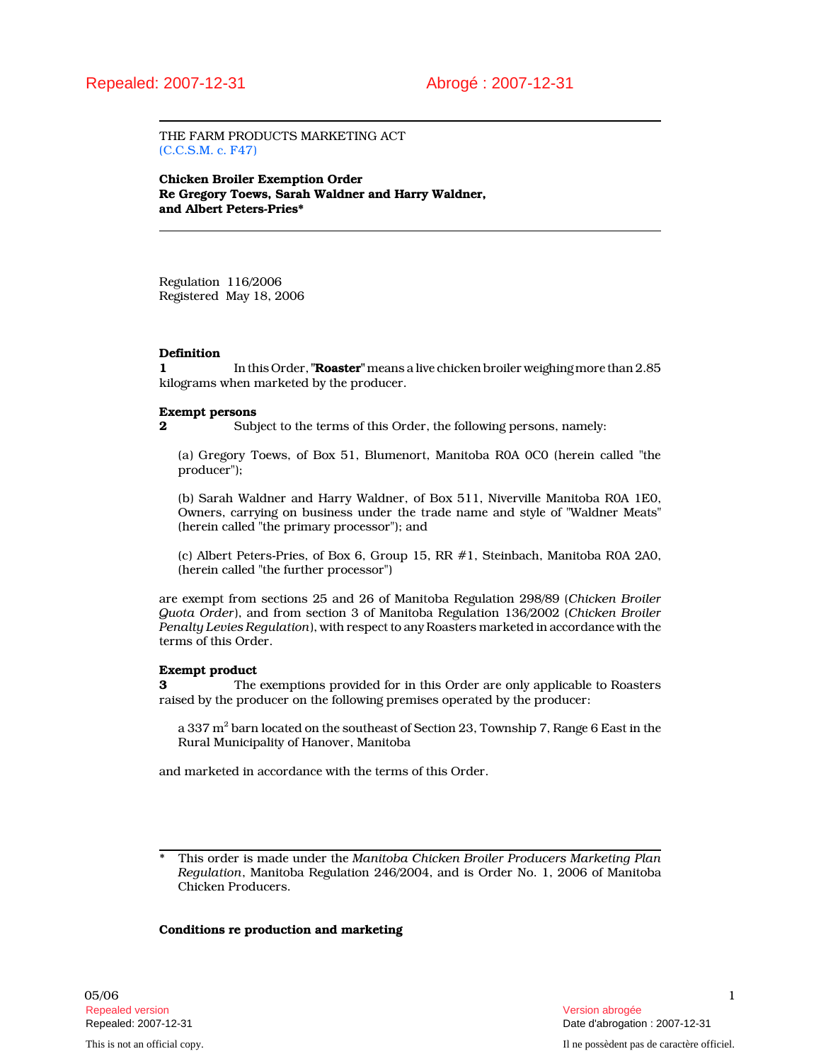Repealed: 2007-12-31 Abrogé : 2007-12-31

THE FARM PRODUCTS MARKETING ACT
(C.C.S.M. c. F47)

**Chicken Broiler Exemption Order**
**Re Gregory Toews, Sarah Waldner and Harry Waldner,**
**and Albert Peters-Pries***

Regulation 116/2006
Registered May 18, 2006

**Definition**

**1** In this Order, "**Roaster**" means a live chicken broiler weighing more than 2.85 kilograms when marketed by the producer.

**Exempt persons**

**2** Subject to the terms of this Order, the following persons, namely:

(a) Gregory Toews, of Box 51, Blumenort, Manitoba R0A 0C0 (herein called "the producer");

(b) Sarah Waldner and Harry Waldner, of Box 511, Niverville Manitoba R0A 1E0, Owners, carrying on business under the trade name and style of "Waldner Meats" (herein called "the primary processor"); and

(c) Albert Peters-Pries, of Box 6, Group 15, RR #1, Steinbach, Manitoba R0A 2A0, (herein called "the further processor")

are exempt from sections 25 and 26 of Manitoba Regulation 298/89 (*Chicken Broiler Quota Order*), and from section 3 of Manitoba Regulation 136/2002 (*Chicken Broiler Penalty Levies Regulation*), with respect to any Roasters marketed in accordance with the terms of this Order.

**Exempt product**

**3** The exemptions provided for in this Order are only applicable to Roasters raised by the producer on the following premises operated by the producer:

a 337 $m^2$ barn located on the southeast of Section 23, Township 7, Range 6 East in the Rural Municipality of Hanover, Manitoba

and marketed in accordance with the terms of this Order.

\* This order is made under the *Manitoba Chicken Broiler Producers Marketing Plan Regulation*, Manitoba Regulation 246/2004, and is Order No. 1, 2006 of Manitoba Chicken Producers.

**Conditions re production and marketing**

05/06

Repealed version — Version abrogée
Repealed: 2007-12-31 — Date d'abrogation : 2007-12-31

This is not an official copy. — Il ne possèdent pas de caractère officiel.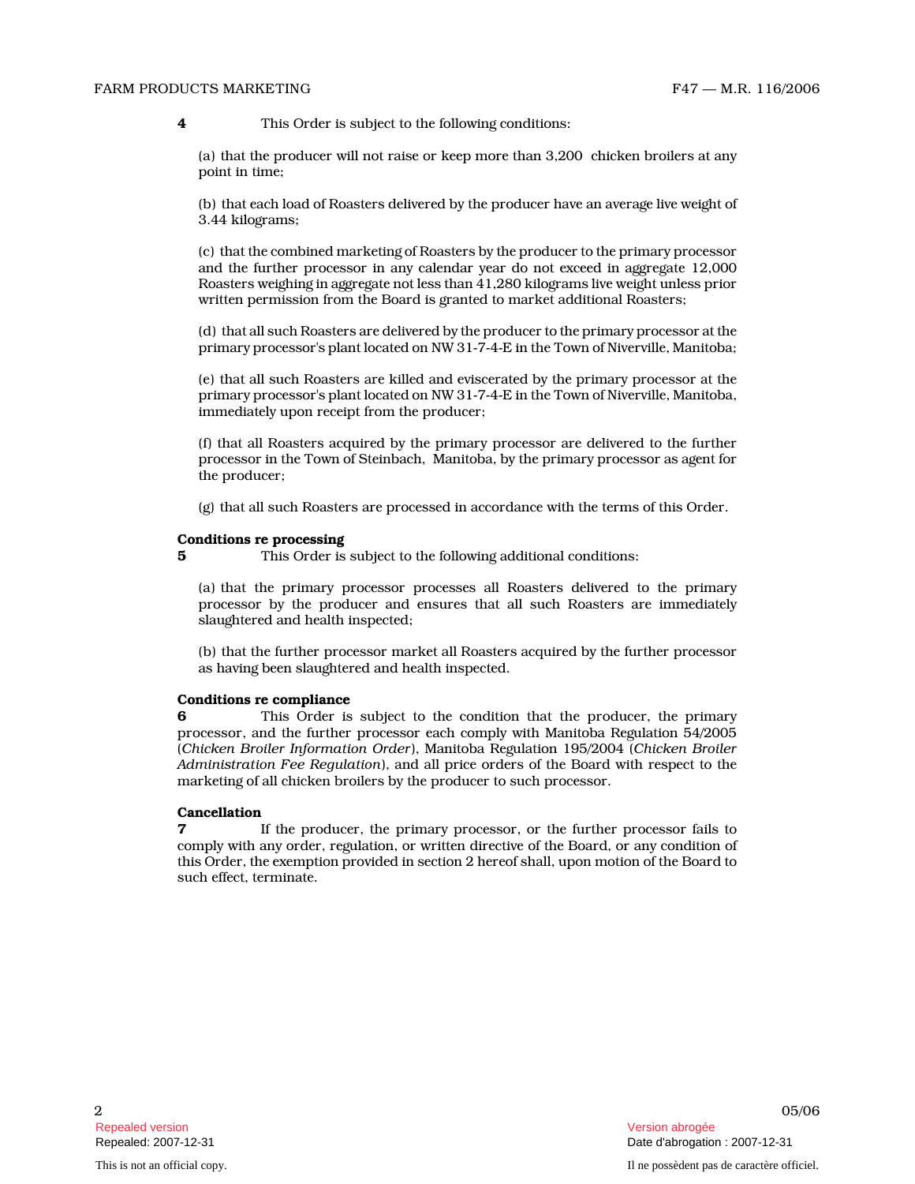**4** This Order is subject to the following conditions:

(a) that the producer will not raise or keep more than 3,200 chicken broilers at any point in time;

(b) that each load of Roasters delivered by the producer have an average live weight of 3.44 kilograms;

(c) that the combined marketing of Roasters by the producer to the primary processor and the further processor in any calendar year do not exceed in aggregate 12,000 Roasters weighing in aggregate not less than 41,280 kilograms live weight unless prior written permission from the Board is granted to market additional Roasters;

(d) that all such Roasters are delivered by the producer to the primary processor at the primary processor's plant located on NW 31-7-4-E in the Town of Niverville, Manitoba;

(e) that all such Roasters are killed and eviscerated by the primary processor at the primary processor's plant located on NW 31-7-4-E in the Town of Niverville, Manitoba, immediately upon receipt from the producer;

(f) that all Roasters acquired by the primary processor are delivered to the further processor in the Town of Steinbach, Manitoba, by the primary processor as agent for the producer;

(g) that all such Roasters are processed in accordance with the terms of this Order.

**Conditions re processing**

**5** This Order is subject to the following additional conditions:

(a) that the primary processor processes all Roasters delivered to the primary processor by the producer and ensures that all such Roasters are immediately slaughtered and health inspected;

(b) that the further processor market all Roasters acquired by the further processor as having been slaughtered and health inspected.

**Conditions re compliance**

**6** This Order is subject to the condition that the producer, the primary processor, and the further processor each comply with Manitoba Regulation 54/2005 (*Chicken Broiler Information Order*), Manitoba Regulation 195/2004 (*Chicken Broiler Administration Fee Regulation*), and all price orders of the Board with respect to the marketing of all chicken broilers by the producer to such processor.

**Cancellation**

**7** If the producer, the primary processor, or the further processor fails to comply with any order, regulation, or written directive of the Board, or any condition of this Order, the exemption provided in section 2 hereof shall, upon motion of the Board to such effect, terminate.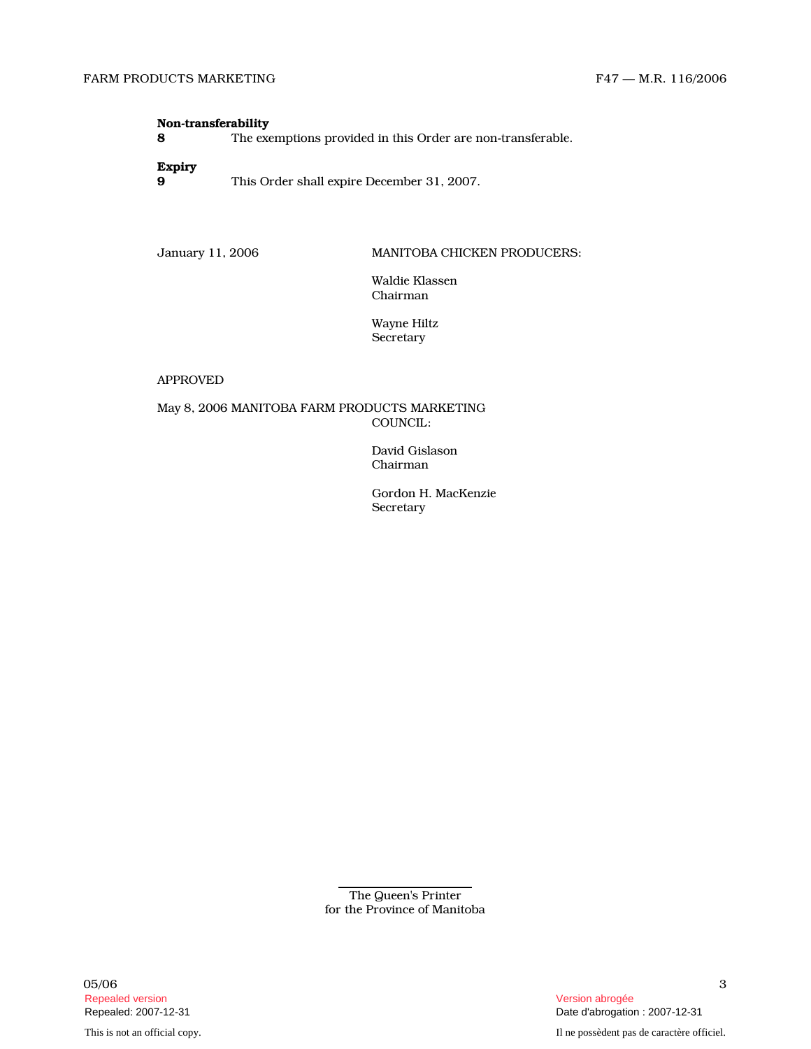**Non-transferability**

**8** The exemptions provided in this Order are non-transferable.

**Expiry**

**9** This Order shall expire December 31, 2007.

January 11, 2006

MANITOBA CHICKEN PRODUCERS:

Waldie Klassen
Chairman

Wayne Hiltz
Secretary

APPROVED

May 8, 2006

MANITOBA FARM PRODUCTS MARKETING COUNCIL:

David Gislason
Chairman

Gordon H. MacKenzie
Secretary

The Queen's Printer
for the Province of Manitoba

Repealed version
Repealed: 2007-12-31

Version abrogée
Date d'abrogation : 2007-12-31

This is not an official copy.

Il ne possèdent pas de caractère officiel.